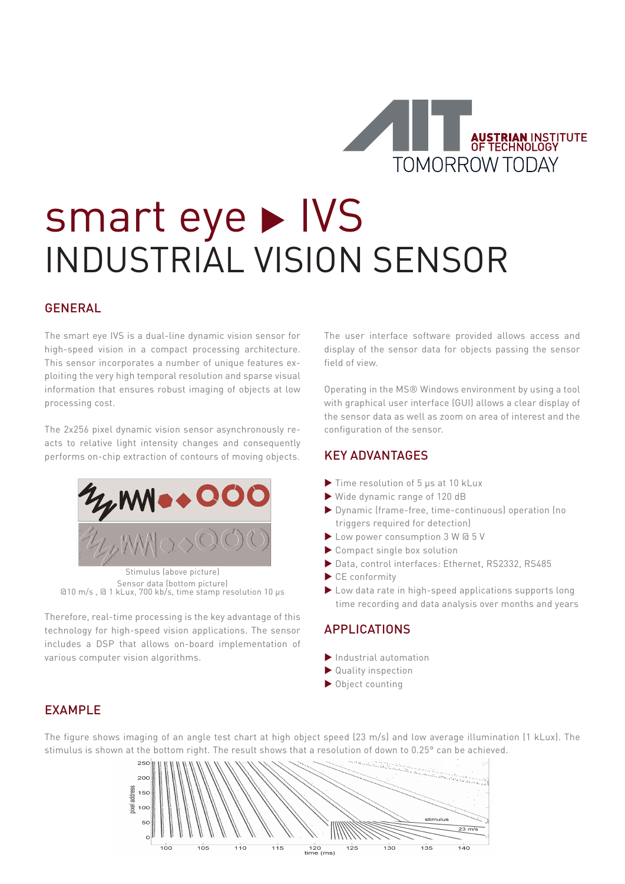AUSTRIAN INSTITUTE OF TECHNOLOGY
TOMORROW TODAY

# smart eye ▶ IVS
# INDUSTRIAL VISION SENSOR

## GENERAL

The smart eye IVS is a dual-line dynamic vision sensor for high-speed vision in a compact processing architecture. This sensor incorporates a number of unique features exploiting the very high temporal resolution and sparse visual information that ensures robust imaging of objects at low processing cost.

The 2x256 pixel dynamic vision sensor asynchronously reacts to relative light intensity changes and consequently performs on-chip extraction of contours of moving objects.

Stimulus (above picture)
Sensor data (bottom picture)
@10 m/s , @ 1 kLux, 700 kb/s, time stamp resolution 10 µs

Therefore, real-time processing is the key advantage of this technology for high-speed vision applications. The sensor includes a DSP that allows on-board implementation of various computer vision algorithms.

The user interface software provided allows access and display of the sensor data for objects passing the sensor field of view.

Operating in the MS® Windows environment by using a tool with graphical user interface (GUI) allows a clear display of the sensor data as well as zoom on area of interest and the configuration of the sensor.

## KEY ADVANTAGES

- ▶ Time resolution of 5 µs at 10 kLux
- ▶ Wide dynamic range of 120 dB
- ▶ Dynamic (frame-free, time-continuous) operation (no triggers required for detection)
- ▶ Low power consumption 3 W @ 5 V
- ▶ Compact single box solution
- ▶ Data, control interfaces: Ethernet, RS2332, RS485
- ▶ CE conformity
- ▶ Low data rate in high-speed applications supports long time recording and data analysis over months and years

## APPLICATIONS

- ▶ Industrial automation
- ▶ Quality inspection
- ▶ Object counting

## EXAMPLE

The figure shows imaging of an angle test chart at high object speed (23 m/s) and low average illumination (1 kLux). The stimulus is shown at the bottom right. The result shows that a resolution of down to 0.25° can be achieved.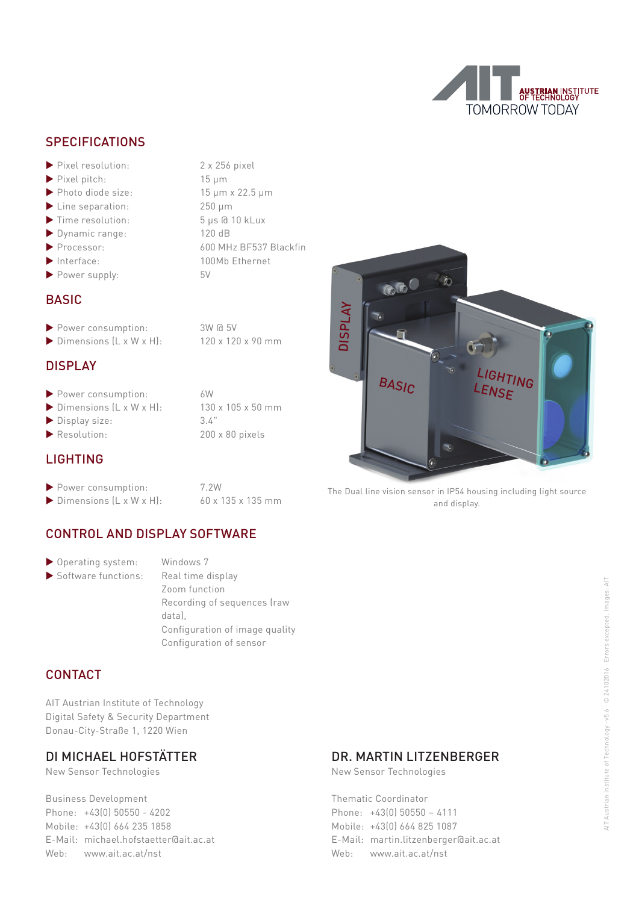# SPECIFICATIONS

| | |
|---|---|
| ▶ Pixel resolution: | 2 x 256 pixel |
| ▶ Pixel pitch: | 15 µm |
| ▶ Photo diode size: | 15 µm x 22.5 µm |
| ▶ Line separation: | 250 µm |
| ▶ Time resolution: | 5 µs @ 10 kLux |
| ▶ Dynamic range: | 120 dB |
| ▶ Processor: | 600 MHz BF537 Blackfin |
| ▶ Interface: | 100Mb Ethernet |
| ▶ Power supply: | 5V |

## BASIC

| | |
|---|---|
| ▶ Power consumption: | 3W @ 5V |
| ▶ Dimensions (L x W x H): | 120 x 120 x 90 mm |

## DISPLAY

| | |
|---|---|
| ▶ Power consumption: | 6W |
| ▶ Dimensions (L x W x H): | 130 x 105 x 50 mm |
| ▶ Display size: | 3.4" |
| ▶ Resolution: | 200 x 80 pixels |

## LIGHTING

| | |
|---|---|
| ▶ Power consumption: | 7.2W |
| ▶ Dimensions (L x W x H): | 60 x 135 x 135 mm |

The Dual line vision sensor in IP54 housing including light source and display.

# CONTROL AND DISPLAY SOFTWARE

| | |
|---|---|
| ▶ Operating system: | Windows 7 |
| ▶ Software functions: | Real time display<br>Zoom function<br>Recording of sequences (raw data),<br>Configuration of image quality<br>Configuration of sensor |

# CONTACT

AIT Austrian Institute of Technology
Digital Safety & Security Department
Donau-City-Straße 1, 1220 Wien

## DI MICHAEL HOFSTÄTTER

New Sensor Technologies

Business Development
Phone: +43(0) 50550 - 4202
Mobile: +43(0) 664 235 1858
E-Mail: michael.hofstaetter@ait.ac.at
Web: www.ait.ac.at/nst

## DR. MARTIN LITZENBERGER

New Sensor Technologies

Thematic Coordinator
Phone: +43(0) 50550 – 4111
Mobile: +43(0) 664 825 1087
E-Mail: martin.litzenberger@ait.ac.at
Web: www.ait.ac.at/nst

AIT Austrian Institute of Technology · v5.6 · © 24102016 · Errors excepted. Images: AIT